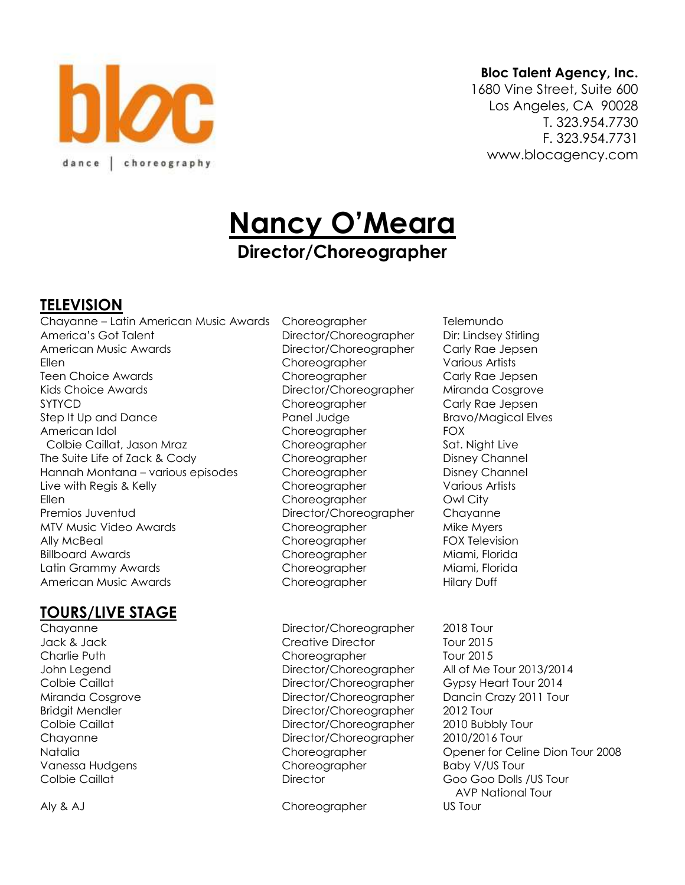**Bloc Talent Agency, Inc.**
1680 Vine Street, Suite 600
Los Angeles, CA 90028
T. 323.954.7730
F. 323.954.7731
www.blocagency.com

# Nancy O'Meara

## Director/Choreographer

## TELEVISION

| | | |
|---|---|---|
| Chayanne – Latin American Music Awards | Choreographer | Telemundo |
| America's Got Talent | Director/Choreographer | Dir: Lindsey Stirling |
| American Music Awards | Director/Choreographer | Carly Rae Jepsen |
| Ellen | Choreographer | Various Artists |
| Teen Choice Awards | Choreographer | Carly Rae Jepsen |
| Kids Choice Awards | Director/Choreographer | Miranda Cosgrove |
| SYTYCD | Choreographer | Carly Rae Jepsen |
| Step It Up and Dance | Panel Judge | Bravo/Magical Elves |
| American Idol | Choreographer | FOX |
| Colbie Caillat, Jason Mraz | Choreographer | Sat. Night Live |
| The Suite Life of Zack & Cody | Choreographer | Disney Channel |
| Hannah Montana – various episodes | Choreographer | Disney Channel |
| Live with Regis & Kelly | Choreographer | Various Artists |
| Ellen | Choreographer | Owl City |
| Premios Juventud | Director/Choreographer | Chayanne |
| MTV Music Video Awards | Choreographer | Mike Myers |
| Ally McBeal | Choreographer | FOX Television |
| Billboard Awards | Choreographer | Miami, Florida |
| Latin Grammy Awards | Choreographer | Miami, Florida |
| American Music Awards | Choreographer | Hilary Duff |

## TOURS/LIVE STAGE

| | | |
|---|---|---|
| Chayanne | Director/Choreographer | 2018 Tour |
| Jack & Jack | Creative Director | Tour 2015 |
| Charlie Puth | Choreographer | Tour 2015 |
| John Legend | Director/Choreographer | All of Me Tour 2013/2014 |
| Colbie Caillat | Director/Choreographer | Gypsy Heart Tour 2014 |
| Miranda Cosgrove | Director/Choreographer | Dancin Crazy 2011 Tour |
| Bridgit Mendler | Director/Choreographer | 2012 Tour |
| Colbie Caillat | Director/Choreographer | 2010 Bubbly Tour |
| Chayanne | Director/Choreographer | 2010/2016 Tour |
| Natalia | Choreographer | Opener for Celine Dion Tour 2008 |
| Vanessa Hudgens | Choreographer | Baby V/US Tour |
| Colbie Caillat | Director | Goo Goo Dolls /US Tour<br>AVP National Tour |
| Aly & AJ | Choreographer | US Tour |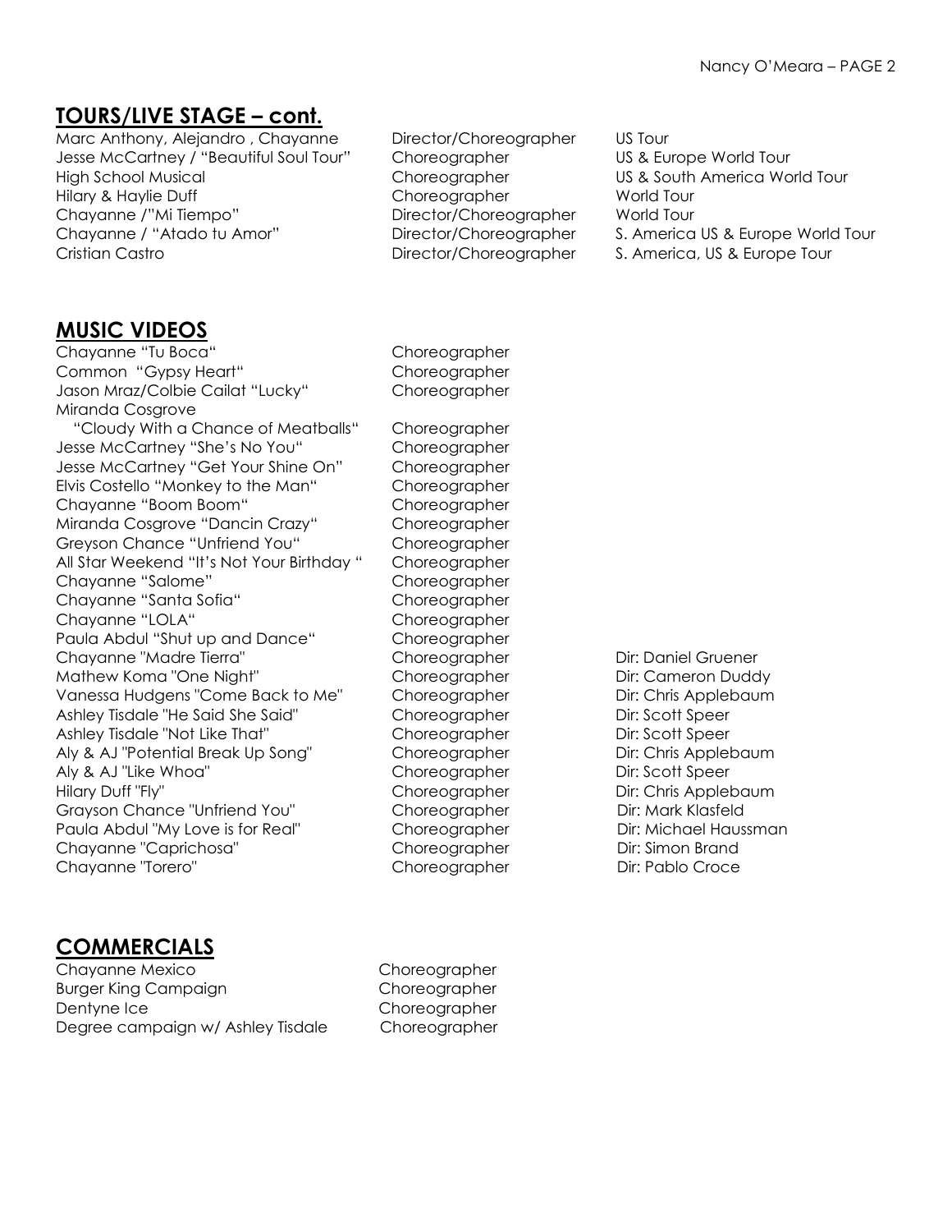## TOURS/LIVE STAGE – cont.

| | | |
|---|---|---|
| Marc Anthony, Alejandro , Chayanne | Director/Choreographer | US Tour |
| Jesse McCartney / "Beautiful Soul Tour" | Choreographer | US & Europe World Tour |
| High School Musical | Choreographer | US & South America World Tour |
| Hilary & Haylie Duff | Choreographer | World Tour |
| Chayanne /"Mi Tiempo" | Director/Choreographer | World Tour |
| Chayanne / "Atado tu Amor" | Director/Choreographer | S. America US & Europe World Tour |
| Cristian Castro | Director/Choreographer | S. America, US & Europe Tour |

## MUSIC VIDEOS

| | | |
|---|---|---|
| Chayanne "Tu Boca" | Choreographer | |
| Common "Gypsy Heart" | Choreographer | |
| Jason Mraz/Colbie Cailat "Lucky" | Choreographer | |
| Miranda Cosgrove "Cloudy With a Chance of Meatballs" | Choreographer | |
| Jesse McCartney "She's No You" | Choreographer | |
| Jesse McCartney "Get Your Shine On" | Choreographer | |
| Elvis Costello "Monkey to the Man" | Choreographer | |
| Chayanne "Boom Boom" | Choreographer | |
| Miranda Cosgrove "Dancin Crazy" | Choreographer | |
| Greyson Chance "Unfriend You" | Choreographer | |
| All Star Weekend "It's Not Your Birthday " | Choreographer | |
| Chayanne "Salome" | Choreographer | |
| Chayanne "Santa Sofia" | Choreographer | |
| Chayanne "LOLA" | Choreographer | |
| Paula Abdul "Shut up and Dance" | Choreographer | |
| Chayanne "Madre Tierra" | Choreographer | Dir: Daniel Gruener |
| Mathew Koma "One Night" | Choreographer | Dir: Cameron Duddy |
| Vanessa Hudgens "Come Back to Me" | Choreographer | Dir: Chris Applebaum |
| Ashley Tisdale "He Said She Said" | Choreographer | Dir: Scott Speer |
| Ashley Tisdale "Not Like That" | Choreographer | Dir: Scott Speer |
| Aly & AJ "Potential Break Up Song" | Choreographer | Dir: Chris Applebaum |
| Aly & AJ "Like Whoa" | Choreographer | Dir: Scott Speer |
| Hilary Duff "Fly" | Choreographer | Dir: Chris Applebaum |
| Grayson Chance "Unfriend You" | Choreographer | Dir: Mark Klasfeld |
| Paula Abdul "My Love is for Real" | Choreographer | Dir: Michael Haussman |
| Chayanne "Caprichosa" | Choreographer | Dir: Simon Brand |
| Chayanne "Torero" | Choreographer | Dir: Pablo Croce |

## COMMERCIALS

| | |
|---|---|
| Chayanne Mexico | Choreographer |
| Burger King Campaign | Choreographer |
| Dentyne Ice | Choreographer |
| Degree campaign w/ Ashley Tisdale | Choreographer |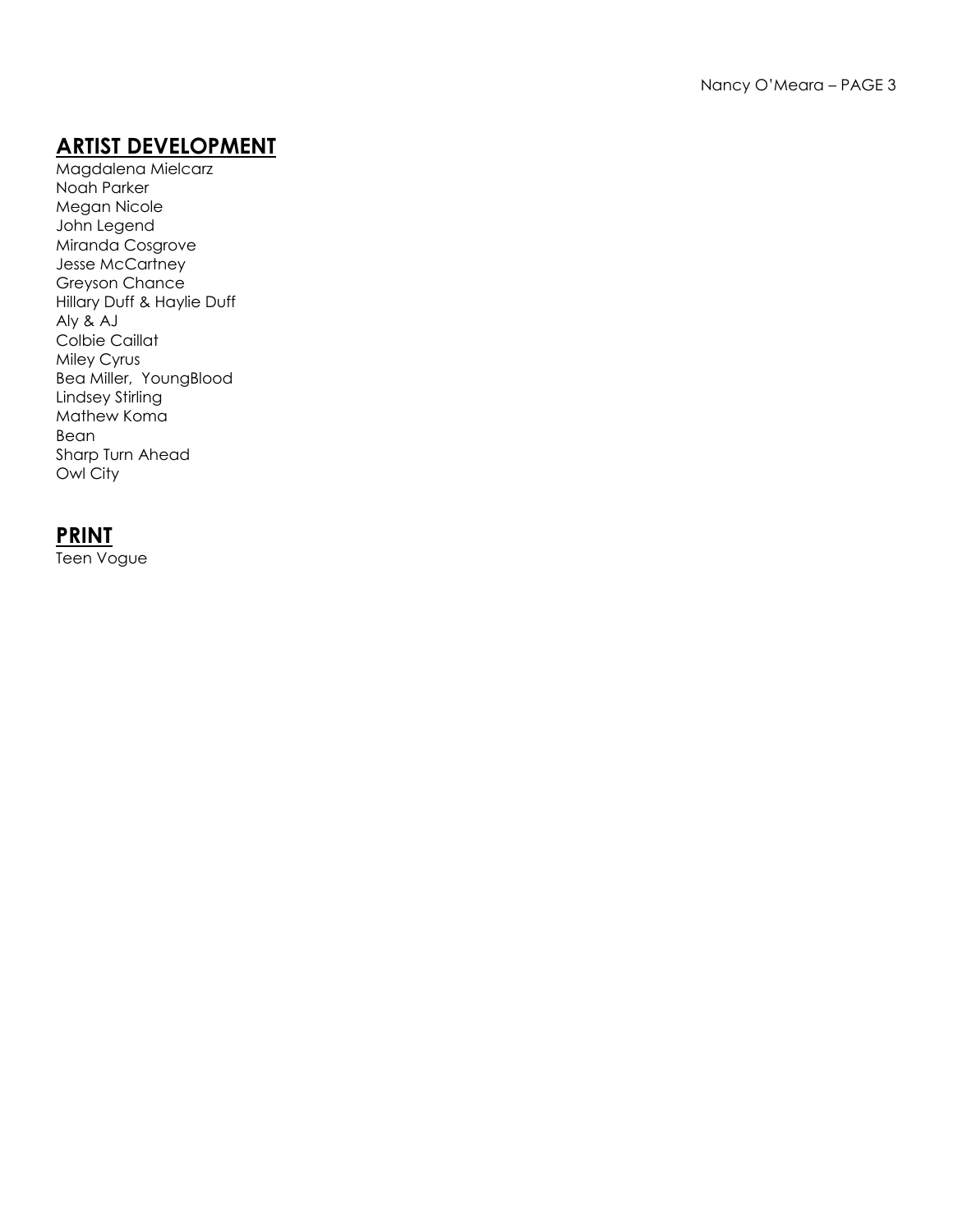## ARTIST DEVELOPMENT

Magdalena Mielcarz
Noah Parker
Megan Nicole
John Legend
Miranda Cosgrove
Jesse McCartney
Greyson Chance
Hillary Duff & Haylie Duff
Aly & AJ
Colbie Caillat
Miley Cyrus
Bea Miller, YoungBlood
Lindsey Stirling
Mathew Koma
Bean
Sharp Turn Ahead
Owl City

## PRINT

Teen Vogue